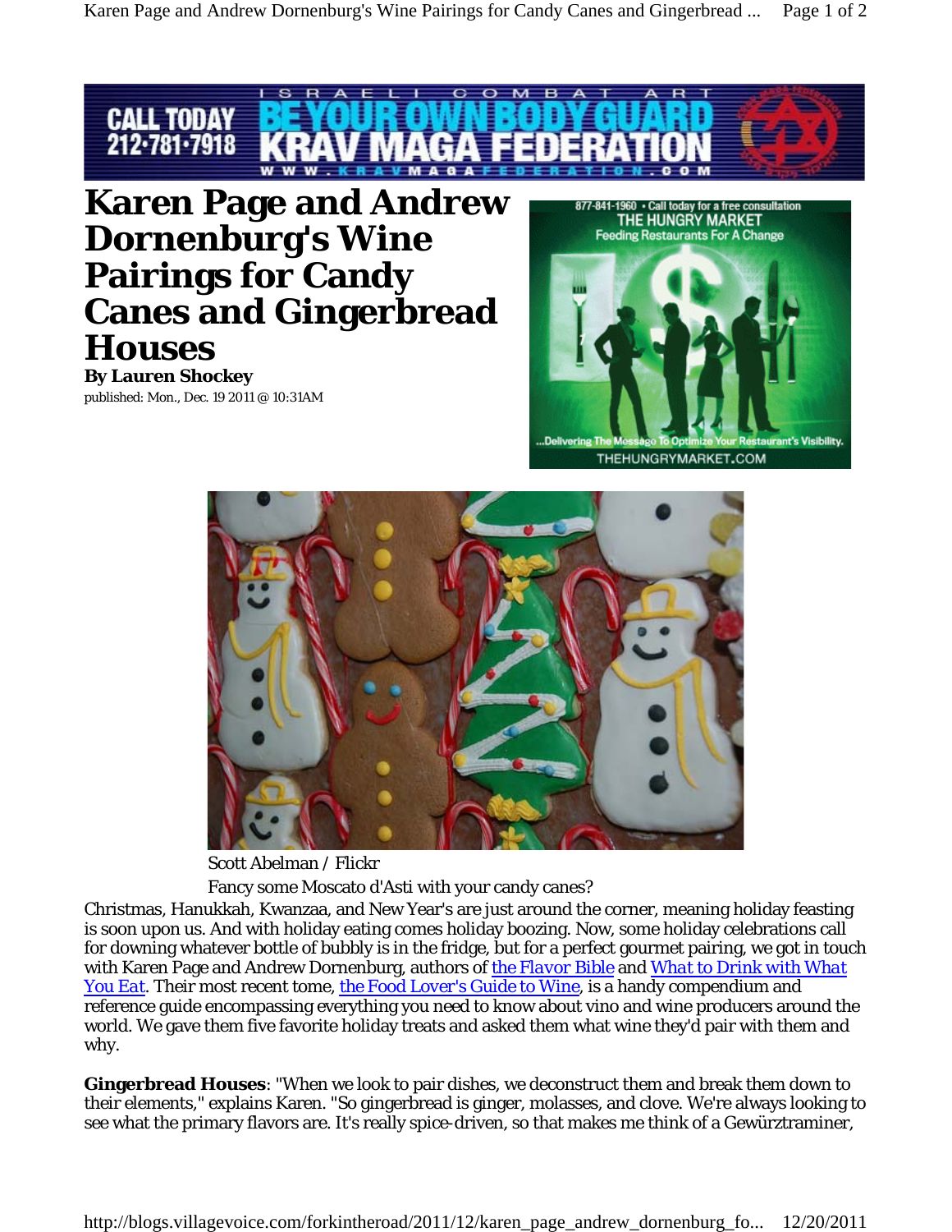# Karen Page and Andrew Dornenburg's Wine Pairings for Candy Canes and Gingerbread Houses

**By Lauren Shockey**

published: Mon., Dec. 19 2011 @ 10:31AM

Scott Abelman / Flickr

Fancy some Moscato d'Asti with your candy canes?

Christmas, Hanukkah, Kwanzaa, and New Year's are just around the corner, meaning holiday feasting is soon upon us. And with holiday eating comes holiday boozing. Now, some holiday celebrations call for downing whatever bottle of bubbly is in the fridge, but for a perfect gourmet pairing, we got in touch with Karen Page and Andrew Dornenburg, authors of the Flavor Bible and What to Drink with What You Eat. Their most recent tome, the Food Lover's Guide to Wine, is a handy compendium and reference guide encompassing everything you need to know about vino and wine producers around the world. We gave them five favorite holiday treats and asked them what wine they'd pair with them and why.

**Gingerbread Houses**: "When we look to pair dishes, we deconstruct them and break them down to their elements," explains Karen. "So gingerbread is ginger, molasses, and clove. We're always looking to see what the primary flavors are. It's really spice-driven, so that makes me think of a Gewürztraminer,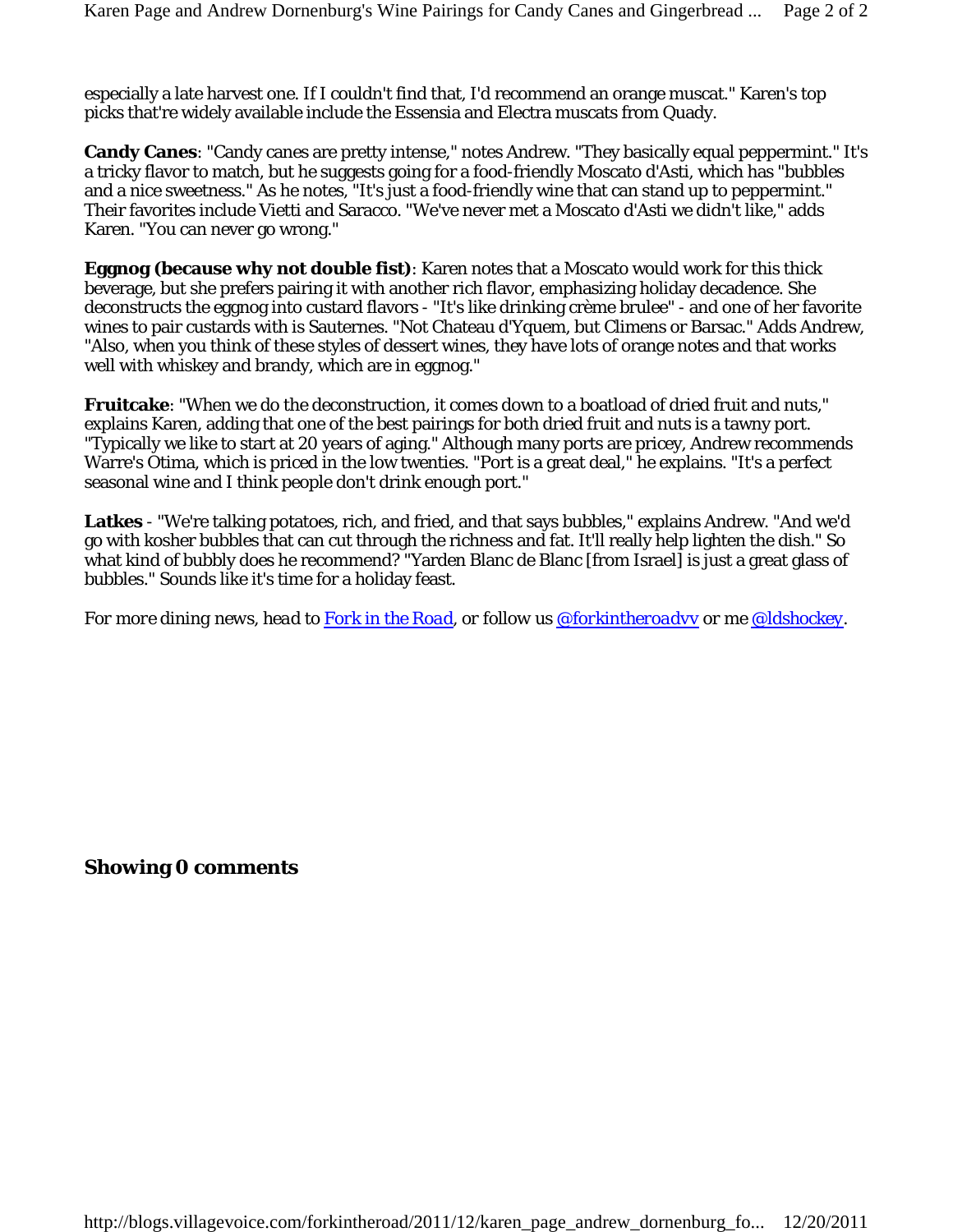especially a late harvest one. If I couldn't find that, I'd recommend an orange muscat." Karen's top picks that're widely available include the Essensia and Electra muscats from Quady.

**Candy Canes**: "Candy canes are pretty intense," notes Andrew. "They basically equal peppermint." It's a tricky flavor to match, but he suggests going for a food-friendly Moscato d'Asti, which has "bubbles and a nice sweetness." As he notes, "It's just a food-friendly wine that can stand up to peppermint." Their favorites include Vietti and Saracco. "We've never met a Moscato d'Asti we didn't like," adds Karen. "You can never go wrong."

**Eggnog (because why not double fist)**: Karen notes that a Moscato would work for this thick beverage, but she prefers pairing it with another rich flavor, emphasizing holiday decadence. She deconstructs the eggnog into custard flavors - "It's like drinking crème brulee" - and one of her favorite wines to pair custards with is Sauternes. "Not Chateau d'Yquem, but Climens or Barsac." Adds Andrew, "Also, when you think of these styles of dessert wines, they have lots of orange notes and that works well with whiskey and brandy, which are in eggnog."

**Fruitcake**: "When we do the deconstruction, it comes down to a boatload of dried fruit and nuts," explains Karen, adding that one of the best pairings for both dried fruit and nuts is a tawny port. "Typically we like to start at 20 years of aging." Although many ports are pricey, Andrew recommends Warre's Otima, which is priced in the low twenties. "Port is a great deal," he explains. "It's a perfect seasonal wine and I think people don't drink enough port."

**Latkes** - "We're talking potatoes, rich, and fried, and that says bubbles," explains Andrew. "And we'd go with kosher bubbles that can cut through the richness and fat. It'll really help lighten the dish." So what kind of bubbly does he recommend? "Yarden Blanc de Blanc [from Israel] is just a great glass of bubbles." Sounds like it's time for a holiday feast.

For more dining news, head to [*Fork in the Road*](), or follow us [@forkintheroadvv]() or me [@ldshockey]().

## Showing 0 comments